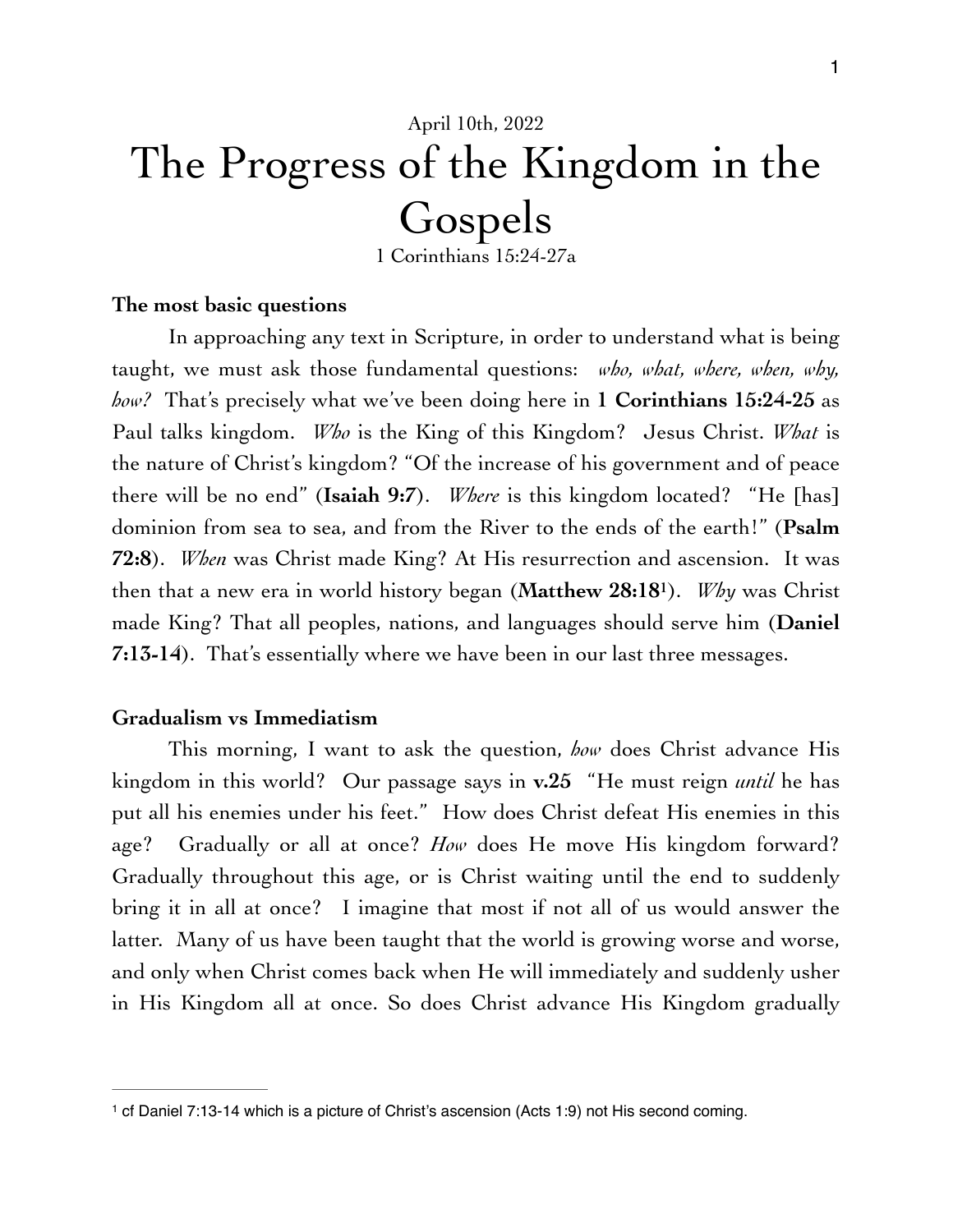April 10th, 2022

# The Progress of the Kingdom in the Gospels

1 Corinthians 15:24-27a

### The most basic questions

In approaching any text in Scripture, in order to understand what is being taught, we must ask those fundamental questions: *who, what, where, when, why, how?* That's precisely what we've been doing here in **1 Corinthians 15:24-25** as Paul talks kingdom. *Who* is the King of this Kingdom? Jesus Christ. *What* is the nature of Christ's kingdom? "Of the increase of his government and of peace there will be no end" (**Isaiah 9:7**). *Where* is this kingdom located? "He [has] dominion from sea to sea, and from the River to the ends of the earth!" (**Psalm 72:8**). *When* was Christ made King? At His resurrection and ascension. It was then that a new era in world history began (**Matthew 28:18**[1]). *Why* was Christ made King? That all peoples, nations, and languages should serve him (**Daniel 7:13-14**). That's essentially where we have been in our last three messages.

### Gradualism vs Immediatism

This morning, I want to ask the question, *how* does Christ advance His kingdom in this world? Our passage says in **v.25** "He must reign *until* he has put all his enemies under his feet." How does Christ defeat His enemies in this age? Gradually or all at once? *How* does He move His kingdom forward? Gradually throughout this age, or is Christ waiting until the end to suddenly bring it in all at once? I imagine that most if not all of us would answer the latter. Many of us have been taught that the world is growing worse and worse, and only when Christ comes back when He will immediately and suddenly usher in His Kingdom all at once. So does Christ advance His Kingdom gradually

[1] cf Daniel 7:13-14 which is a picture of Christ's ascension (Acts 1:9) not His second coming.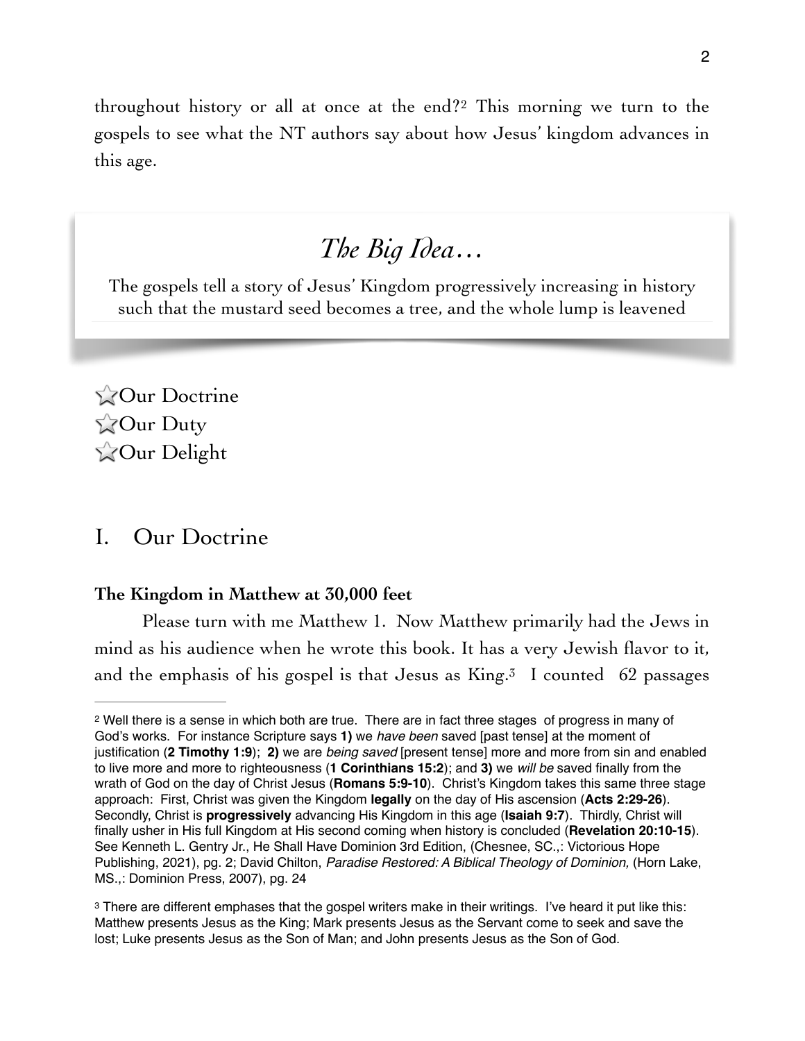throughout history or all at once at the end?[2] This morning we turn to the gospels to see what the NT authors say about how Jesus' kingdom advances in this age.

> ## *The Big Idea…*
>
> The gospels tell a story of Jesus' Kingdom progressively increasing in history such that the mustard seed becomes a tree, and the whole lump is leavened

⭐Our Doctrine
⭐Our Duty
⭐Our Delight

## I. Our Doctrine

### The Kingdom in Matthew at 30,000 feet

Please turn with me Matthew 1. Now Matthew primarily had the Jews in mind as his audience when he wrote this book. It has a very Jewish flavor to it, and the emphasis of his gospel is that Jesus as King.[3] I counted 62 passages

---

[2] Well there is a sense in which both are true. There are in fact three stages of progress in many of God's works. For instance Scripture says **1)** we *have been* saved [past tense] at the moment of justification (**2 Timothy 1:9**); **2)** we are *being saved* [present tense] more and more from sin and enabled to live more and more to righteousness (**1 Corinthians 15:2**); and **3)** we *will be* saved finally from the wrath of God on the day of Christ Jesus (**Romans 5:9-10**). Christ's Kingdom takes this same three stage approach: First, Christ was given the Kingdom **legally** on the day of His ascension (**Acts 2:29-26**). Secondly, Christ is **progressively** advancing His Kingdom in this age (**Isaiah 9:7**). Thirdly, Christ will finally usher in His full Kingdom at His second coming when history is concluded (**Revelation 20:10-15**). See Kenneth L. Gentry Jr., He Shall Have Dominion 3rd Edition, (Chesnee, SC.,: Victorious Hope Publishing, 2021), pg. 2; David Chilton, *Paradise Restored: A Biblical Theology of Dominion,* (Horn Lake, MS.,: Dominion Press, 2007), pg. 24

[3] There are different emphases that the gospel writers make in their writings. I've heard it put like this: Matthew presents Jesus as the King; Mark presents Jesus as the Servant come to seek and save the lost; Luke presents Jesus as the Son of Man; and John presents Jesus as the Son of God.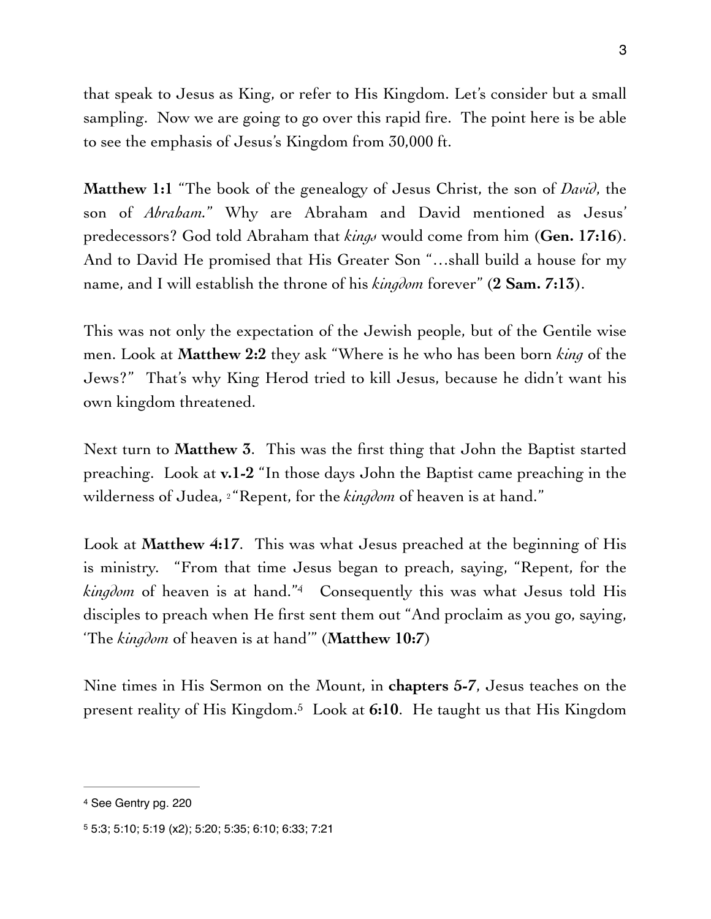that speak to Jesus as King, or refer to His Kingdom. Let's consider but a small sampling. Now we are going to go over this rapid fire. The point here is be able to see the emphasis of Jesus's Kingdom from 30,000 ft.

**Matthew 1:1** "The book of the genealogy of Jesus Christ, the son of *David*, the son of *Abraham*." Why are Abraham and David mentioned as Jesus' predecessors? God told Abraham that *kings* would come from him (**Gen. 17:16**). And to David He promised that His Greater Son "…shall build a house for my name, and I will establish the throne of his *kingdom* forever" (**2 Sam. 7:13**).

This was not only the expectation of the Jewish people, but of the Gentile wise men. Look at **Matthew 2:2** they ask "Where is he who has been born *king* of the Jews?" That's why King Herod tried to kill Jesus, because he didn't want his own kingdom threatened.

Next turn to **Matthew 3**. This was the first thing that John the Baptist started preaching. Look at **v.1-2** "In those days John the Baptist came preaching in the wilderness of Judea, 2 "Repent, for the *kingdom* of heaven is at hand."

Look at **Matthew 4:17**. This was what Jesus preached at the beginning of His is ministry. "From that time Jesus began to preach, saying, "Repent, for the *kingdom* of heaven is at hand."[4] Consequently this was what Jesus told His disciples to preach when He first sent them out "And proclaim as you go, saying, 'The *kingdom* of heaven is at hand'" (**Matthew 10:7**)

Nine times in His Sermon on the Mount, in **chapters 5-7**, Jesus teaches on the present reality of His Kingdom.[5] Look at **6:10**. He taught us that His Kingdom

---

[4] See Gentry pg. 220

[5] 5:3; 5:10; 5:19 (x2); 5:20; 5:35; 6:10; 6:33; 7:21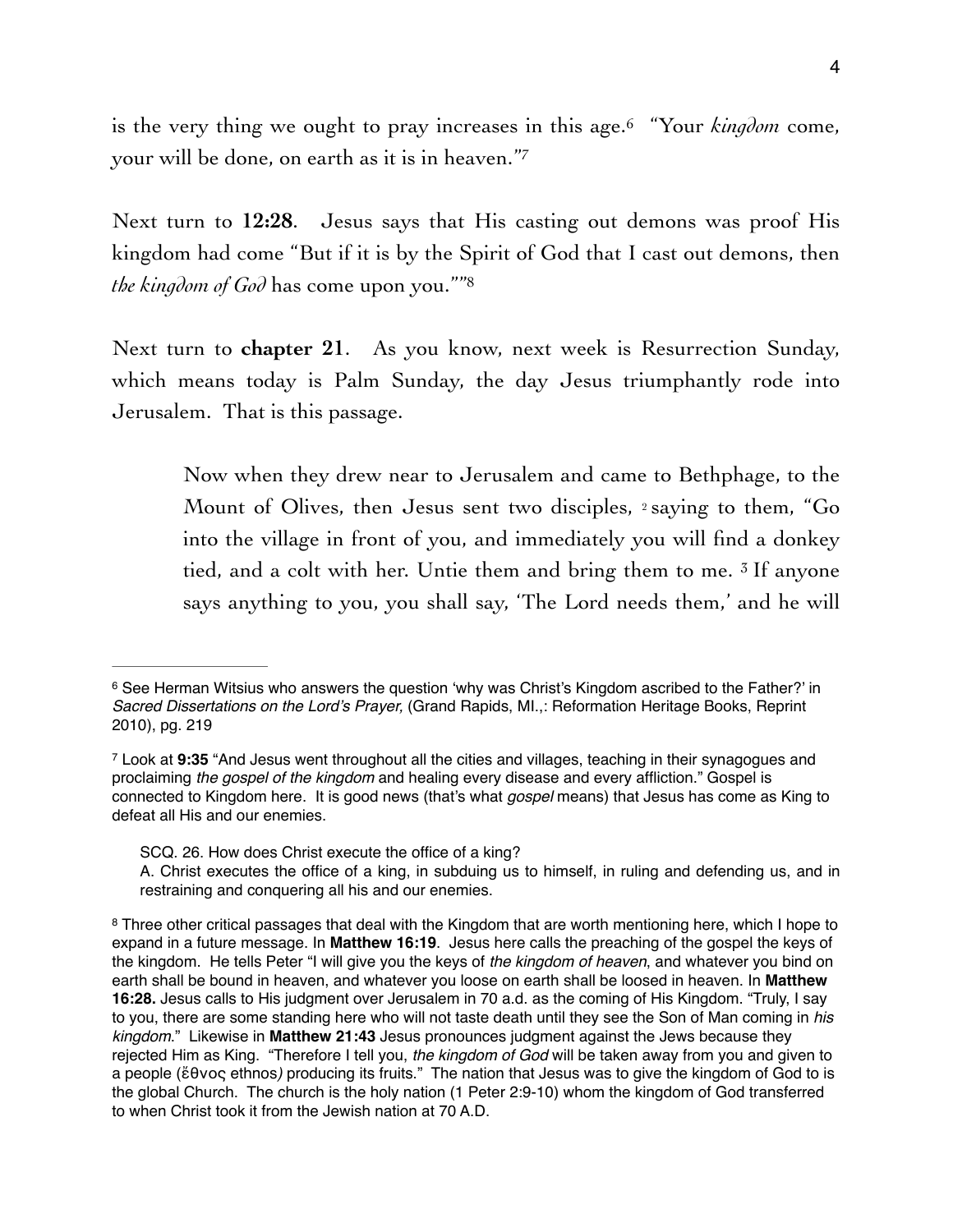is the very thing we ought to pray increases in this age.[6] "Your *kingdom* come, your will be done, on earth as it is in heaven."[7]

Next turn to **12:28**. Jesus says that His casting out demons was proof His kingdom had come "But if it is by the Spirit of God that I cast out demons, then *the kingdom of God* has come upon you.""[8]

Next turn to **chapter 21**. As you know, next week is Resurrection Sunday, which means today is Palm Sunday, the day Jesus triumphantly rode into Jerusalem. That is this passage.

> Now when they drew near to Jerusalem and came to Bethphage, to the Mount of Olives, then Jesus sent two disciples, [2] saying to them, "Go into the village in front of you, and immediately you will find a donkey tied, and a colt with her. Untie them and bring them to me. [3] If anyone says anything to you, you shall say, 'The Lord needs them,' and he will

---

[6] See Herman Witsius who answers the question 'why was Christ's Kingdom ascribed to the Father?' in *Sacred Dissertations on the Lord's Prayer,* (Grand Rapids, MI.,: Reformation Heritage Books, Reprint 2010), pg. 219

[7] Look at **9:35** "And Jesus went throughout all the cities and villages, teaching in their synagogues and proclaiming *the gospel of the kingdom* and healing every disease and every affliction." Gospel is connected to Kingdom here. It is good news (that's what *gospel* means) that Jesus has come as King to defeat all His and our enemies.

> SCQ. 26. How does Christ execute the office of a king?
> A. Christ executes the office of a king, in subduing us to himself, in ruling and defending us, and in restraining and conquering all his and our enemies.

[8] Three other critical passages that deal with the Kingdom that are worth mentioning here, which I hope to expand in a future message. In **Matthew 16:19**. Jesus here calls the preaching of the gospel the keys of the kingdom. He tells Peter "I will give you the keys of *the kingdom of heaven*, and whatever you bind on earth shall be bound in heaven, and whatever you loose on earth shall be loosed in heaven. In **Matthew 16:28.** Jesus calls to His judgment over Jerusalem in 70 a.d. as the coming of His Kingdom. "Truly, I say to you, there are some standing here who will not taste death until they see the Son of Man coming in *his kingdom*." Likewise in **Matthew 21:43** Jesus pronounces judgment against the Jews because they rejected Him as King. "Therefore I tell you, *the kingdom of God* will be taken away from you and given to a people (ἔθνος ethnos*)* producing its fruits." The nation that Jesus was to give the kingdom of God to is the global Church. The church is the holy nation (1 Peter 2:9-10) whom the kingdom of God transferred to when Christ took it from the Jewish nation at 70 A.D.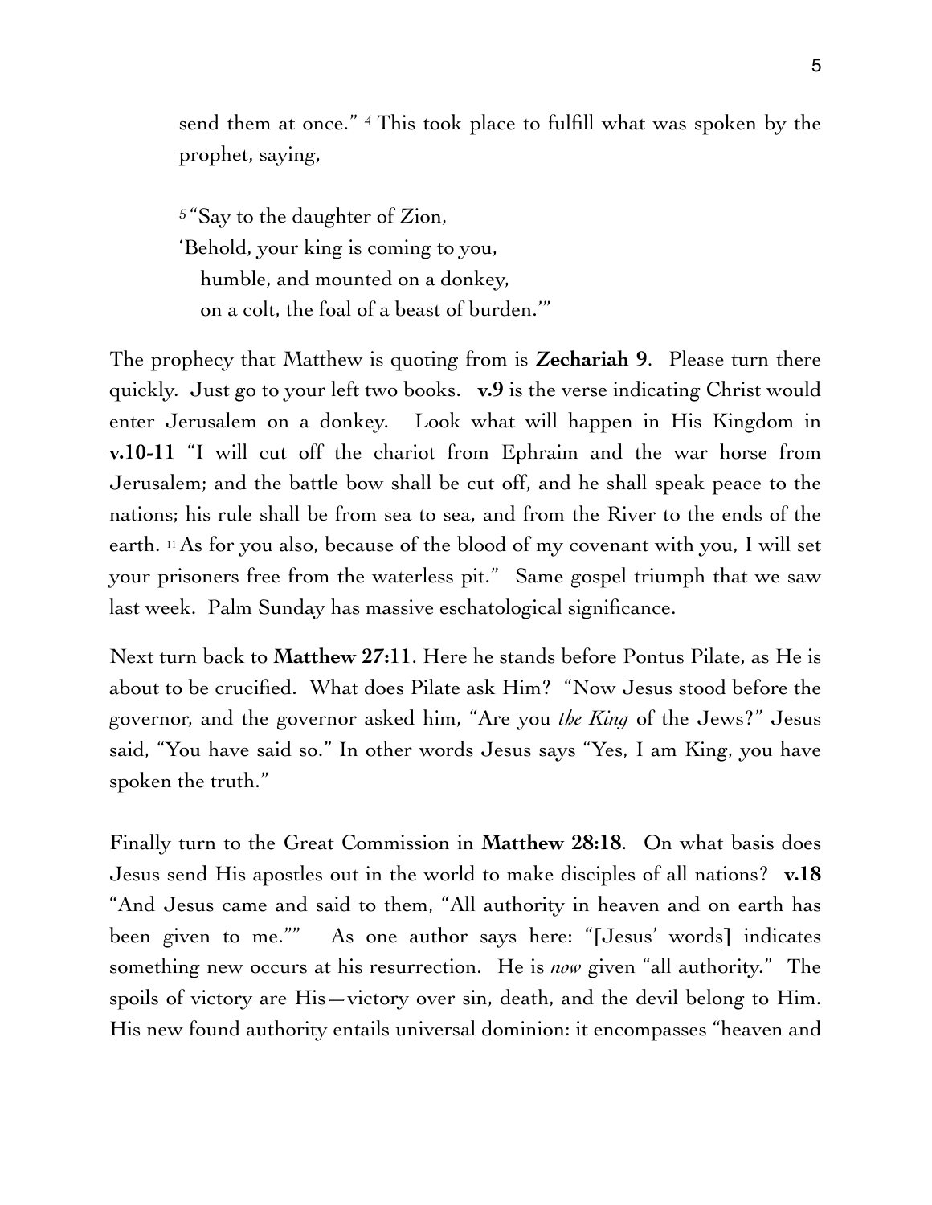send them at once." [4] This took place to fulfill what was spoken by the prophet, saying,

> [5] "Say to the daughter of Zion,
> 'Behold, your king is coming to you,
> humble, and mounted on a donkey,
> on a colt, the foal of a beast of burden.'"

The prophecy that Matthew is quoting from is **Zechariah 9**. Please turn there quickly. Just go to your left two books. **v.9** is the verse indicating Christ would enter Jerusalem on a donkey. Look what will happen in His Kingdom in **v.10-11** "I will cut off the chariot from Ephraim and the war horse from Jerusalem; and the battle bow shall be cut off, and he shall speak peace to the nations; his rule shall be from sea to sea, and from the River to the ends of the earth. [11] As for you also, because of the blood of my covenant with you, I will set your prisoners free from the waterless pit." Same gospel triumph that we saw last week. Palm Sunday has massive eschatological significance.

Next turn back to **Matthew 27:11**. Here he stands before Pontus Pilate, as He is about to be crucified. What does Pilate ask Him? "Now Jesus stood before the governor, and the governor asked him, "Are you *the King* of the Jews?" Jesus said, "You have said so." In other words Jesus says "Yes, I am King, you have spoken the truth."

Finally turn to the Great Commission in **Matthew 28:18**. On what basis does Jesus send His apostles out in the world to make disciples of all nations? **v.18** "And Jesus came and said to them, "All authority in heaven and on earth has been given to me."" As one author says here: "[Jesus' words] indicates something new occurs at his resurrection. He is *now* given "all authority." The spoils of victory are His—victory over sin, death, and the devil belong to Him. His new found authority entails universal dominion: it encompasses "heaven and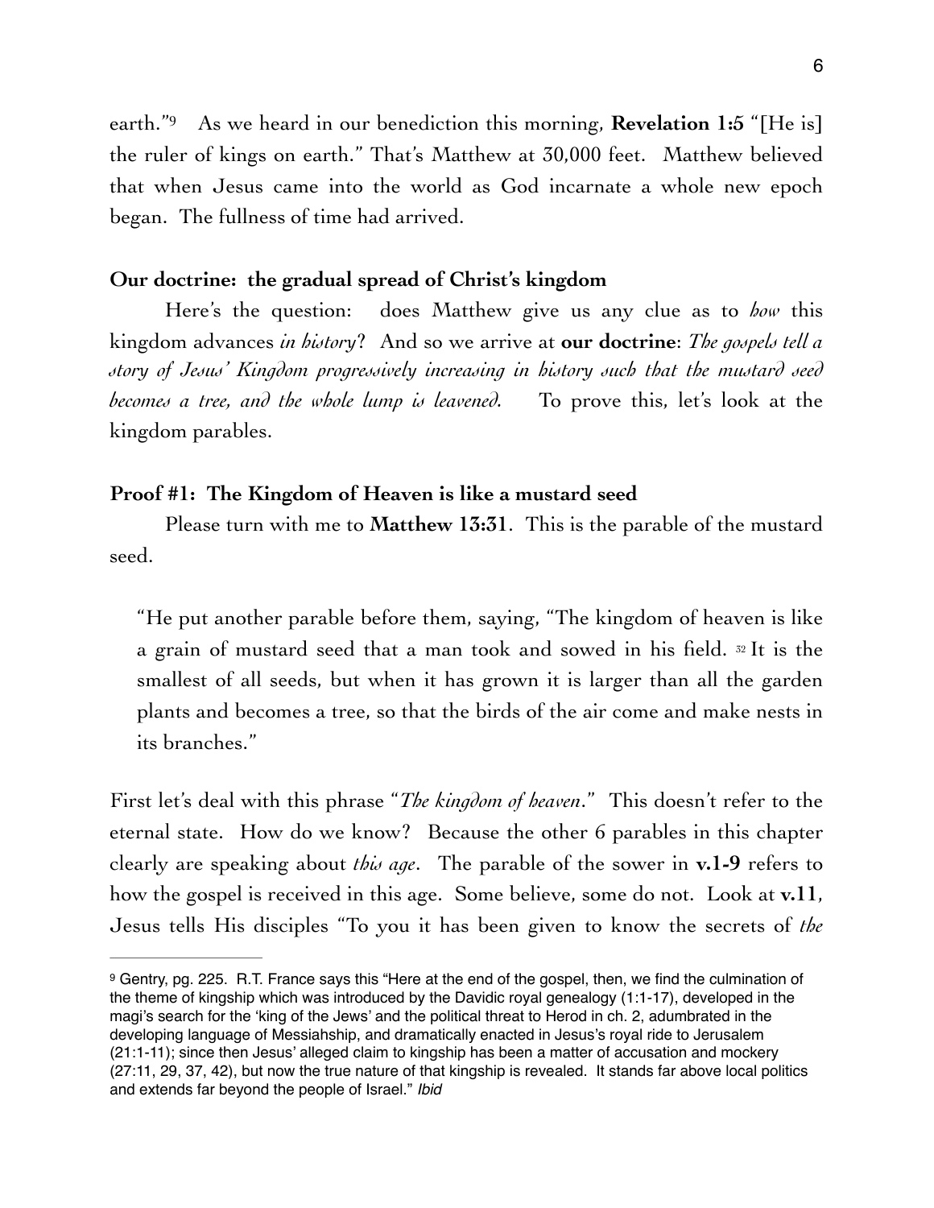earth."[9] As we heard in our benediction this morning, **Revelation 1:5** "[He is] the ruler of kings on earth." That's Matthew at 30,000 feet. Matthew believed that when Jesus came into the world as God incarnate a whole new epoch began. The fullness of time had arrived.

**Our doctrine: the gradual spread of Christ's kingdom**

Here's the question: does Matthew give us any clue as to *how* this kingdom advances *in history*? And so we arrive at **our doctrine**: *The gospels tell a story of Jesus' Kingdom progressively increasing in history such that the mustard seed becomes a tree, and the whole lump is leavened.* To prove this, let's look at the kingdom parables.

**Proof #1: The Kingdom of Heaven is like a mustard seed**

Please turn with me to **Matthew 13:31**. This is the parable of the mustard seed.

> "He put another parable before them, saying, "The kingdom of heaven is like a grain of mustard seed that a man took and sowed in his field. [32] It is the smallest of all seeds, but when it has grown it is larger than all the garden plants and becomes a tree, so that the birds of the air come and make nests in its branches."

First let's deal with this phrase "*The kingdom of heaven*." This doesn't refer to the eternal state. How do we know? Because the other 6 parables in this chapter clearly are speaking about *this age*. The parable of the sower in **v.1-9** refers to how the gospel is received in this age. Some believe, some do not. Look at **v.11**, Jesus tells His disciples "To you it has been given to know the secrets of *the*

---

[9] Gentry, pg. 225. R.T. France says this "Here at the end of the gospel, then, we find the culmination of the theme of kingship which was introduced by the Davidic royal genealogy (1:1-17), developed in the magi's search for the 'king of the Jews' and the political threat to Herod in ch. 2, adumbrated in the developing language of Messiahship, and dramatically enacted in Jesus's royal ride to Jerusalem (21:1-11); since then Jesus' alleged claim to kingship has been a matter of accusation and mockery (27:11, 29, 37, 42), but now the true nature of that kingship is revealed. It stands far above local politics and extends far beyond the people of Israel." *Ibid*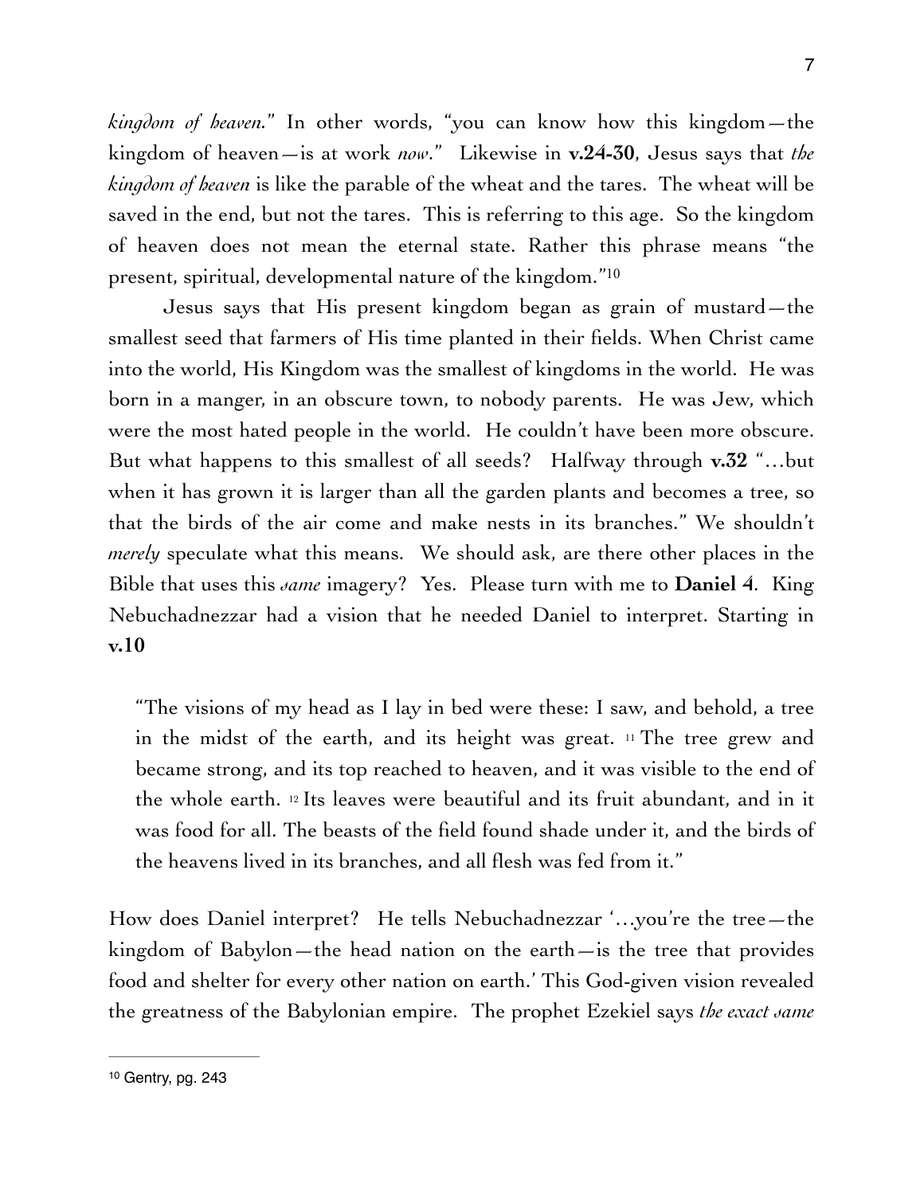*kingdom of heaven*." In other words, "you can know how this kingdom—the kingdom of heaven—is at work *now*." Likewise in **v.24-30**, Jesus says that *the kingdom of heaven* is like the parable of the wheat and the tares. The wheat will be saved in the end, but not the tares. This is referring to this age. So the kingdom of heaven does not mean the eternal state. Rather this phrase means "the present, spiritual, developmental nature of the kingdom."[10]

Jesus says that His present kingdom began as grain of mustard—the smallest seed that farmers of His time planted in their fields. When Christ came into the world, His Kingdom was the smallest of kingdoms in the world. He was born in a manger, in an obscure town, to nobody parents. He was Jew, which were the most hated people in the world. He couldn't have been more obscure. But what happens to this smallest of all seeds? Halfway through **v.32** "…but when it has grown it is larger than all the garden plants and becomes a tree, so that the birds of the air come and make nests in its branches." We shouldn't *merely* speculate what this means. We should ask, are there other places in the Bible that uses this *same* imagery? Yes. Please turn with me to **Daniel 4**. King Nebuchadnezzar had a vision that he needed Daniel to interpret. Starting in **v.10**

> "The visions of my head as I lay in bed were these: I saw, and behold, a tree in the midst of the earth, and its height was great. [11] The tree grew and became strong, and its top reached to heaven, and it was visible to the end of the whole earth. [12] Its leaves were beautiful and its fruit abundant, and in it was food for all. The beasts of the field found shade under it, and the birds of the heavens lived in its branches, and all flesh was fed from it."

How does Daniel interpret? He tells Nebuchadnezzar '…you're the tree—the kingdom of Babylon—the head nation on the earth—is the tree that provides food and shelter for every other nation on earth.' This God-given vision revealed the greatness of the Babylonian empire. The prophet Ezekiel says *the exact same*

---

[10] Gentry, pg. 243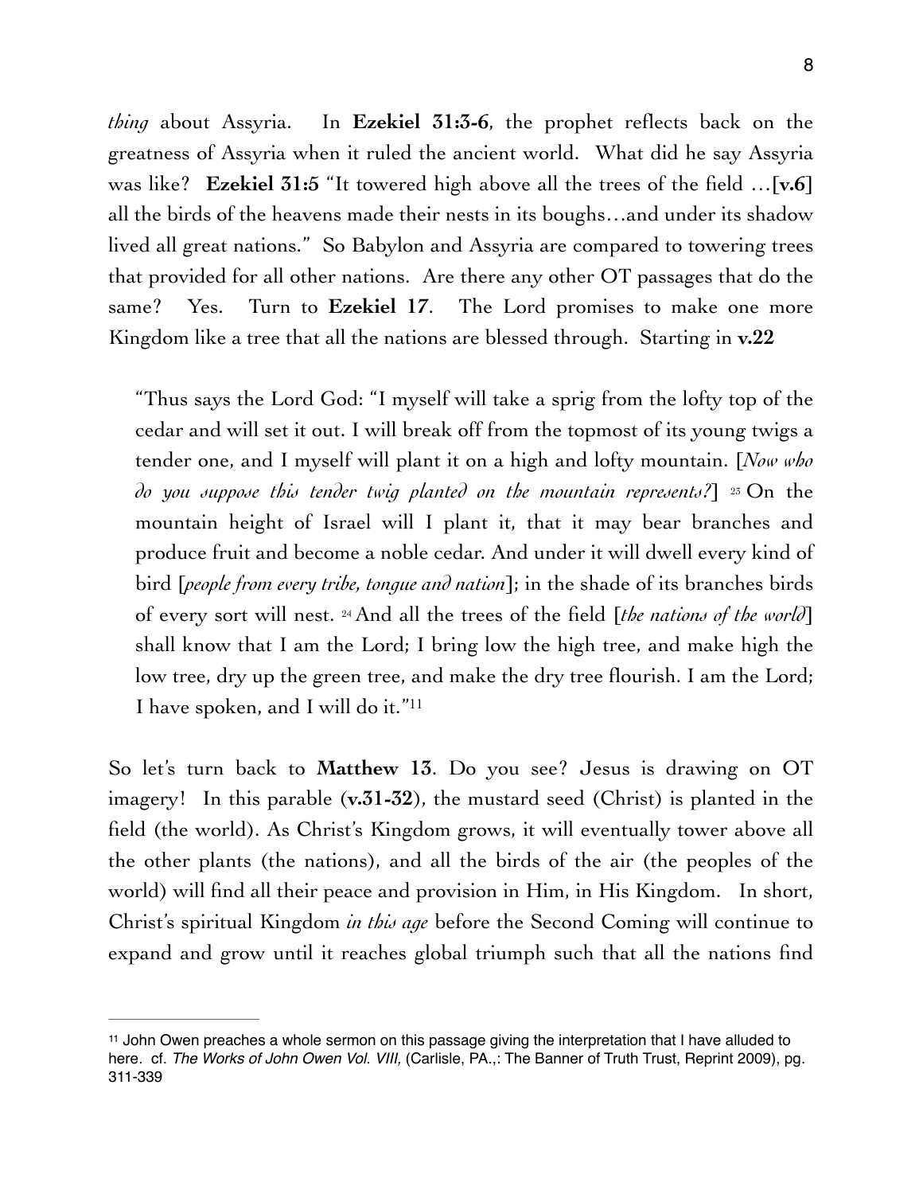*thing* about Assyria. In **Ezekiel 31:3-6**, the prophet reflects back on the greatness of Assyria when it ruled the ancient world. What did he say Assyria was like? **Ezekiel 31:5** "It towered high above all the trees of the field …[**v.6**] all the birds of the heavens made their nests in its boughs…and under its shadow lived all great nations." So Babylon and Assyria are compared to towering trees that provided for all other nations. Are there any other OT passages that do the same? Yes. Turn to **Ezekiel 17**. The Lord promises to make one more Kingdom like a tree that all the nations are blessed through. Starting in **v.22**

> "Thus says the Lord God: "I myself will take a sprig from the lofty top of the cedar and will set it out. I will break off from the topmost of its young twigs a tender one, and I myself will plant it on a high and lofty mountain. [*Now who do you suppose this tender twig planted on the mountain represents?*] 23 On the mountain height of Israel will I plant it, that it may bear branches and produce fruit and become a noble cedar. And under it will dwell every kind of bird [*people from every tribe, tongue and nation*]; in the shade of its branches birds of every sort will nest. 24 And all the trees of the field [*the nations of the world*] shall know that I am the Lord; I bring low the high tree, and make high the low tree, dry up the green tree, and make the dry tree flourish. I am the Lord; I have spoken, and I will do it."[11]

So let's turn back to **Matthew 13**. Do you see? Jesus is drawing on OT imagery! In this parable (**v.31-32**), the mustard seed (Christ) is planted in the field (the world). As Christ's Kingdom grows, it will eventually tower above all the other plants (the nations), and all the birds of the air (the peoples of the world) will find all their peace and provision in Him, in His Kingdom. In short, Christ's spiritual Kingdom *in this age* before the Second Coming will continue to expand and grow until it reaches global triumph such that all the nations find

---

[11] John Owen preaches a whole sermon on this passage giving the interpretation that I have alluded to here. cf. *The Works of John Owen Vol. VIII,* (Carlisle, PA.,: The Banner of Truth Trust, Reprint 2009), pg. 311-339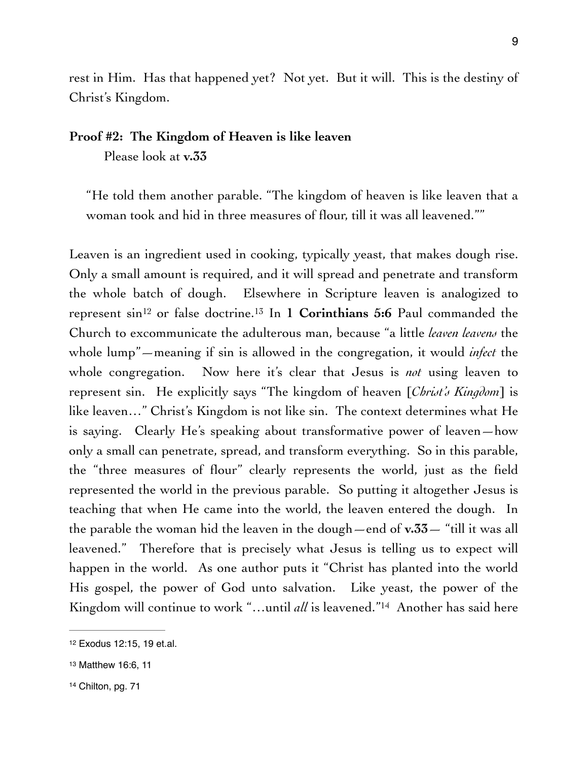rest in Him. Has that happened yet? Not yet. But it will. This is the destiny of Christ's Kingdom.

**Proof #2: The Kingdom of Heaven is like leaven**

Please look at **v.33**

> "He told them another parable. "The kingdom of heaven is like leaven that a woman took and hid in three measures of flour, till it was all leavened.""

Leaven is an ingredient used in cooking, typically yeast, that makes dough rise. Only a small amount is required, and it will spread and penetrate and transform the whole batch of dough. Elsewhere in Scripture leaven is analogized to represent sin[12] or false doctrine.[13] In **1 Corinthians 5:6** Paul commanded the Church to excommunicate the adulterous man, because "a little *leaven leavens* the whole lump"—meaning if sin is allowed in the congregation, it would *infect* the whole congregation. Now here it's clear that Jesus is *not* using leaven to represent sin. He explicitly says "The kingdom of heaven [*Christ's Kingdom*] is like leaven…" Christ's Kingdom is not like sin. The context determines what He is saying. Clearly He's speaking about transformative power of leaven—how only a small can penetrate, spread, and transform everything. So in this parable, the "three measures of flour" clearly represents the world, just as the field represented the world in the previous parable. So putting it altogether Jesus is teaching that when He came into the world, the leaven entered the dough. In the parable the woman hid the leaven in the dough—end of **v.33**— "till it was all leavened." Therefore that is precisely what Jesus is telling us to expect will happen in the world. As one author puts it "Christ has planted into the world His gospel, the power of God unto salvation. Like yeast, the power of the Kingdom will continue to work "…until *all* is leavened."[14] Another has said here

---

[12] Exodus 12:15, 19 et.al.

[13] Matthew 16:6, 11

[14] Chilton, pg. 71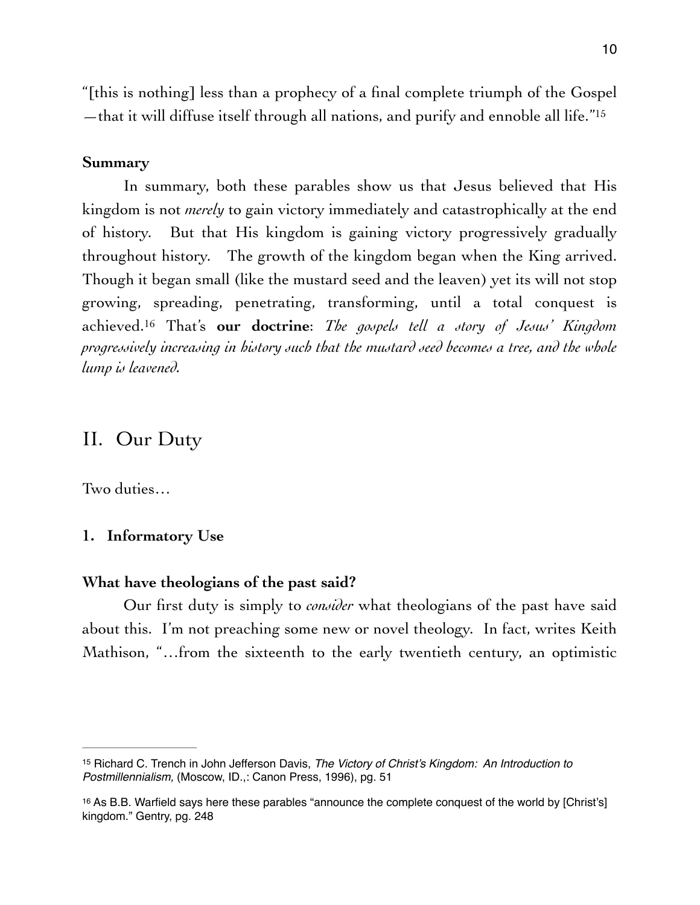"[this is nothing] less than a prophecy of a final complete triumph of the Gospel—that it will diffuse itself through all nations, and purify and ennoble all life."[15]

**Summary**

In summary, both these parables show us that Jesus believed that His kingdom is not *merely* to gain victory immediately and catastrophically at the end of history. But that His kingdom is gaining victory progressively gradually throughout history. The growth of the kingdom began when the King arrived. Though it began small (like the mustard seed and the leaven) yet its will not stop growing, spreading, penetrating, transforming, until a total conquest is achieved.[16] That's **our doctrine**: *The gospels tell a story of Jesus' Kingdom progressively increasing in history such that the mustard seed becomes a tree, and the whole lump is leavened.*

## II. Our Duty

Two duties…

### 1. Informatory Use

**What have theologians of the past said?**

Our first duty is simply to *consider* what theologians of the past have said about this. I'm not preaching some new or novel theology. In fact, writes Keith Mathison, "…from the sixteenth to the early twentieth century, an optimistic

---

[15] Richard C. Trench in John Jefferson Davis, *The Victory of Christ's Kingdom: An Introduction to Postmillennialism,* (Moscow, ID.,: Canon Press, 1996), pg. 51

[16] As B.B. Warfield says here these parables "announce the complete conquest of the world by [Christ's] kingdom." Gentry, pg. 248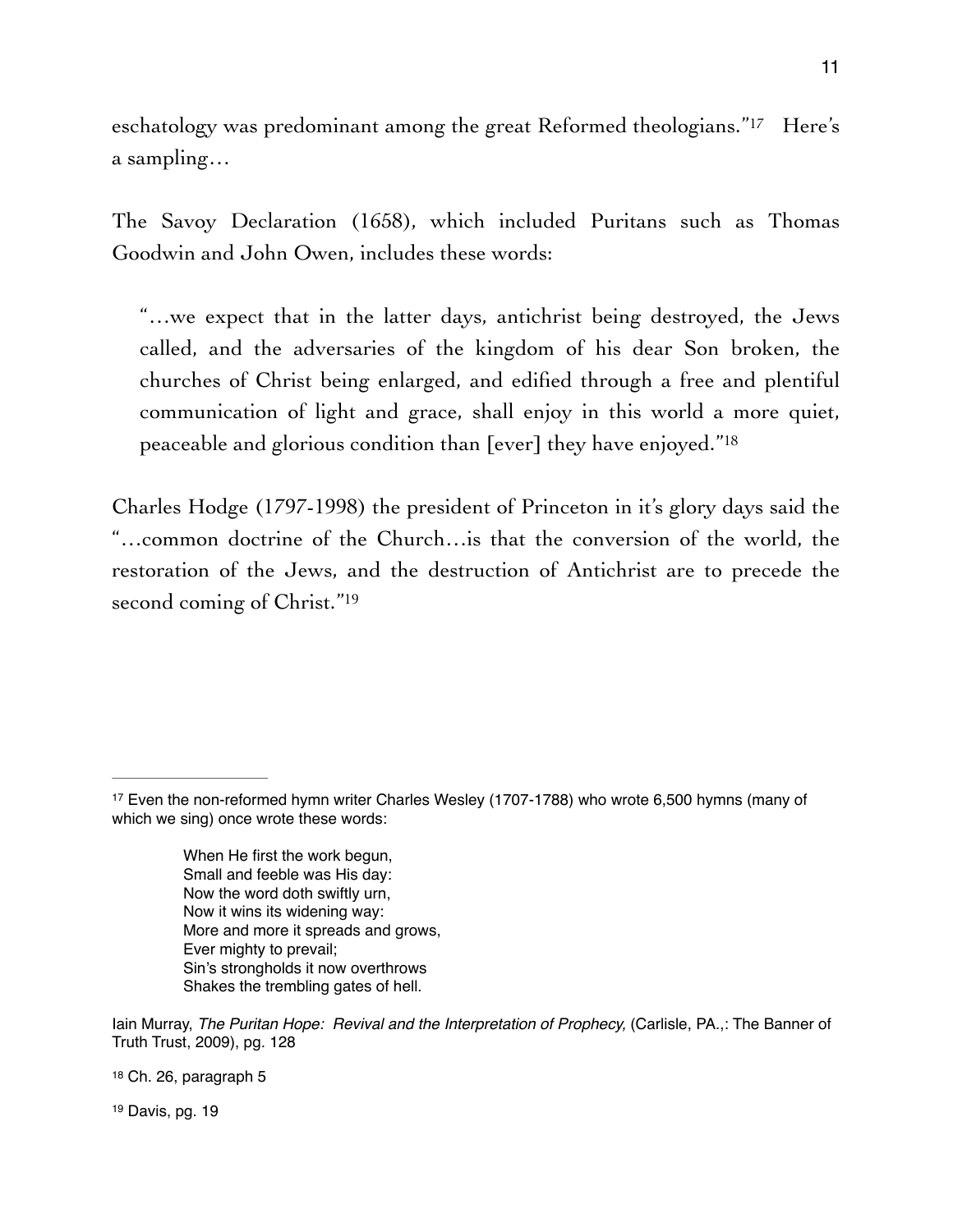eschatology was predominant among the great Reformed theologians."[17] Here's a sampling…

The Savoy Declaration (1658), which included Puritans such as Thomas Goodwin and John Owen, includes these words:

> "…we expect that in the latter days, antichrist being destroyed, the Jews called, and the adversaries of the kingdom of his dear Son broken, the churches of Christ being enlarged, and edified through a free and plentiful communication of light and grace, shall enjoy in this world a more quiet, peaceable and glorious condition than [ever] they have enjoyed."[18]

Charles Hodge (1797-1998) the president of Princeton in it's glory days said the "…common doctrine of the Church…is that the conversion of the world, the restoration of the Jews, and the destruction of Antichrist are to precede the second coming of Christ."[19]

---

[17] Even the non-reformed hymn writer Charles Wesley (1707-1788) who wrote 6,500 hymns (many of which we sing) once wrote these words:

> When He first the work begun,
> Small and feeble was His day:
> Now the word doth swiftly urn,
> Now it wins its widening way:
> More and more it spreads and grows,
> Ever mighty to prevail;
> Sin's strongholds it now overthrows
> Shakes the trembling gates of hell.

Iain Murray, *The Puritan Hope: Revival and the Interpretation of Prophecy,* (Carlisle, PA.,: The Banner of Truth Trust, 2009), pg. 128

[18] Ch. 26, paragraph 5

[19] Davis, pg. 19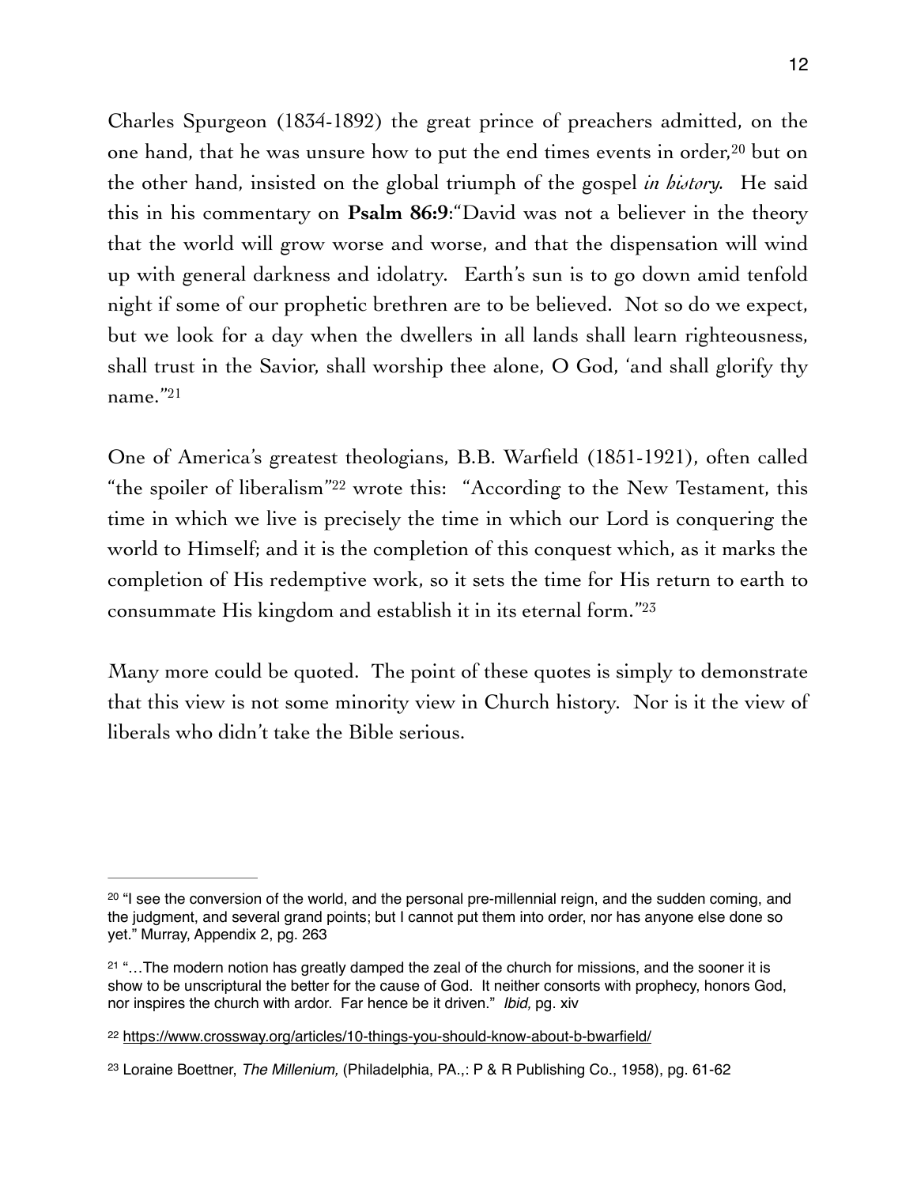Charles Spurgeon (1834-1892) the great prince of preachers admitted, on the one hand, that he was unsure how to put the end times events in order,[20] but on the other hand, insisted on the global triumph of the gospel *in history*. He said this in his commentary on **Psalm 86:9**:"David was not a believer in the theory that the world will grow worse and worse, and that the dispensation will wind up with general darkness and idolatry. Earth's sun is to go down amid tenfold night if some of our prophetic brethren are to be believed. Not so do we expect, but we look for a day when the dwellers in all lands shall learn righteousness, shall trust in the Savior, shall worship thee alone, O God, 'and shall glorify thy name."[21]

One of America's greatest theologians, B.B. Warfield (1851-1921), often called "the spoiler of liberalism"[22] wrote this: "According to the New Testament, this time in which we live is precisely the time in which our Lord is conquering the world to Himself; and it is the completion of this conquest which, as it marks the completion of His redemptive work, so it sets the time for His return to earth to consummate His kingdom and establish it in its eternal form."[23]

Many more could be quoted. The point of these quotes is simply to demonstrate that this view is not some minority view in Church history. Nor is it the view of liberals who didn't take the Bible serious.

---

[20] "I see the conversion of the world, and the personal pre-millennial reign, and the sudden coming, and the judgment, and several grand points; but I cannot put them into order, nor has anyone else done so yet." Murray, Appendix 2, pg. 263

[21] "…The modern notion has greatly damped the zeal of the church for missions, and the sooner it is show to be unscriptural the better for the cause of God. It neither consorts with prophecy, honors God, nor inspires the church with ardor. Far hence be it driven." *Ibid,* pg. xiv

[22] https://www.crossway.org/articles/10-things-you-should-know-about-b-bwarfield/

[23] Loraine Boettner, *The Millenium,* (Philadelphia, PA.,: P & R Publishing Co., 1958), pg. 61-62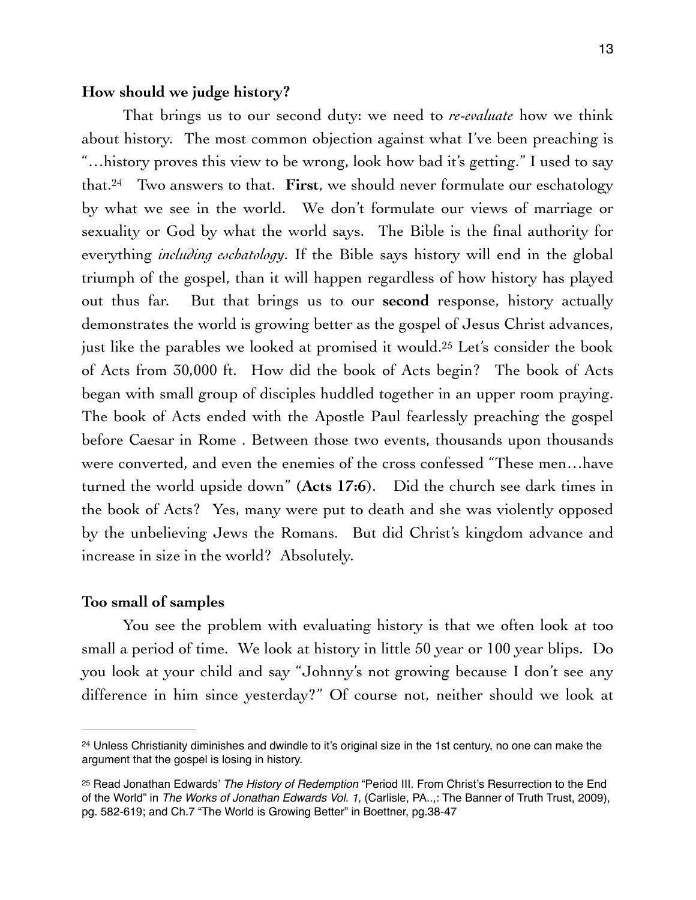**How should we judge history?**

That brings us to our second duty: we need to *re-evaluate* how we think about history. The most common objection against what I've been preaching is "…history proves this view to be wrong, look how bad it's getting." I used to say that.[24] Two answers to that. **First**, we should never formulate our eschatology by what we see in the world. We don't formulate our views of marriage or sexuality or God by what the world says. The Bible is the final authority for everything *including eschatology*. If the Bible says history will end in the global triumph of the gospel, than it will happen regardless of how history has played out thus far. But that brings us to our **second** response, history actually demonstrates the world is growing better as the gospel of Jesus Christ advances, just like the parables we looked at promised it would.[25] Let's consider the book of Acts from 30,000 ft. How did the book of Acts begin? The book of Acts began with small group of disciples huddled together in an upper room praying. The book of Acts ended with the Apostle Paul fearlessly preaching the gospel before Caesar in Rome . Between those two events, thousands upon thousands were converted, and even the enemies of the cross confessed "These men…have turned the world upside down" (**Acts 17:6**). Did the church see dark times in the book of Acts? Yes, many were put to death and she was violently opposed by the unbelieving Jews the Romans. But did Christ's kingdom advance and increase in size in the world? Absolutely.

**Too small of samples**

You see the problem with evaluating history is that we often look at too small a period of time. We look at history in little 50 year or 100 year blips. Do you look at your child and say "Johnny's not growing because I don't see any difference in him since yesterday?" Of course not, neither should we look at

---

[24] Unless Christianity diminishes and dwindle to it's original size in the 1st century, no one can make the argument that the gospel is losing in history.

[25] Read Jonathan Edwards' *The History of Redemption* "Period III. From Christ's Resurrection to the End of the World" in *The Works of Jonathan Edwards Vol. 1,* (Carlisle, PA..,: The Banner of Truth Trust, 2009), pg. 582-619; and Ch.7 "The World is Growing Better" in Boettner, pg.38-47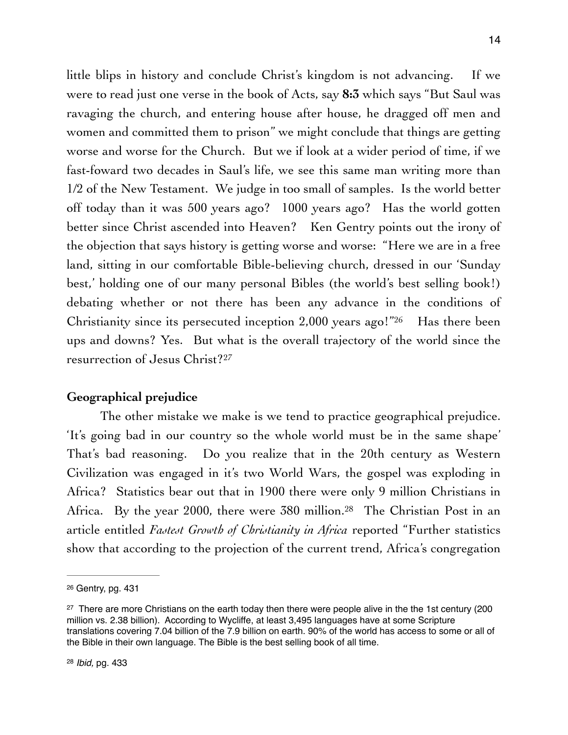little blips in history and conclude Christ's kingdom is not advancing. If we were to read just one verse in the book of Acts, say **8:3** which says "But Saul was ravaging the church, and entering house after house, he dragged off men and women and committed them to prison" we might conclude that things are getting worse and worse for the Church. But we if look at a wider period of time, if we fast-foward two decades in Saul's life, we see this same man writing more than 1/2 of the New Testament. We judge in too small of samples. Is the world better off today than it was 500 years ago? 1000 years ago? Has the world gotten better since Christ ascended into Heaven? Ken Gentry points out the irony of the objection that says history is getting worse and worse: "Here we are in a free land, sitting in our comfortable Bible-believing church, dressed in our 'Sunday best,' holding one of our many personal Bibles (the world's best selling book!) debating whether or not there has been any advance in the conditions of Christianity since its persecuted inception 2,000 years ago!"[26] Has there been ups and downs? Yes. But what is the overall trajectory of the world since the resurrection of Jesus Christ?[27]

**Geographical prejudice**

The other mistake we make is we tend to practice geographical prejudice. 'It's going bad in our country so the whole world must be in the same shape' That's bad reasoning. Do you realize that in the 20th century as Western Civilization was engaged in it's two World Wars, the gospel was exploding in Africa? Statistics bear out that in 1900 there were only 9 million Christians in Africa. By the year 2000, there were 380 million.[28] The Christian Post in an article entitled *Fastest Growth of Christianity in Africa* reported "Further statistics show that according to the projection of the current trend, Africa's congregation

---

[26] Gentry, pg. 431

[27] There are more Christians on the earth today then there were people alive in the the 1st century (200 million vs. 2.38 billion). According to Wycliffe, at least 3,495 languages have at some Scripture translations covering 7.04 billion of the 7.9 billion on earth. 90% of the world has access to some or all of the Bible in their own language. The Bible is the best selling book of all time.

[28] *Ibid,* pg. 433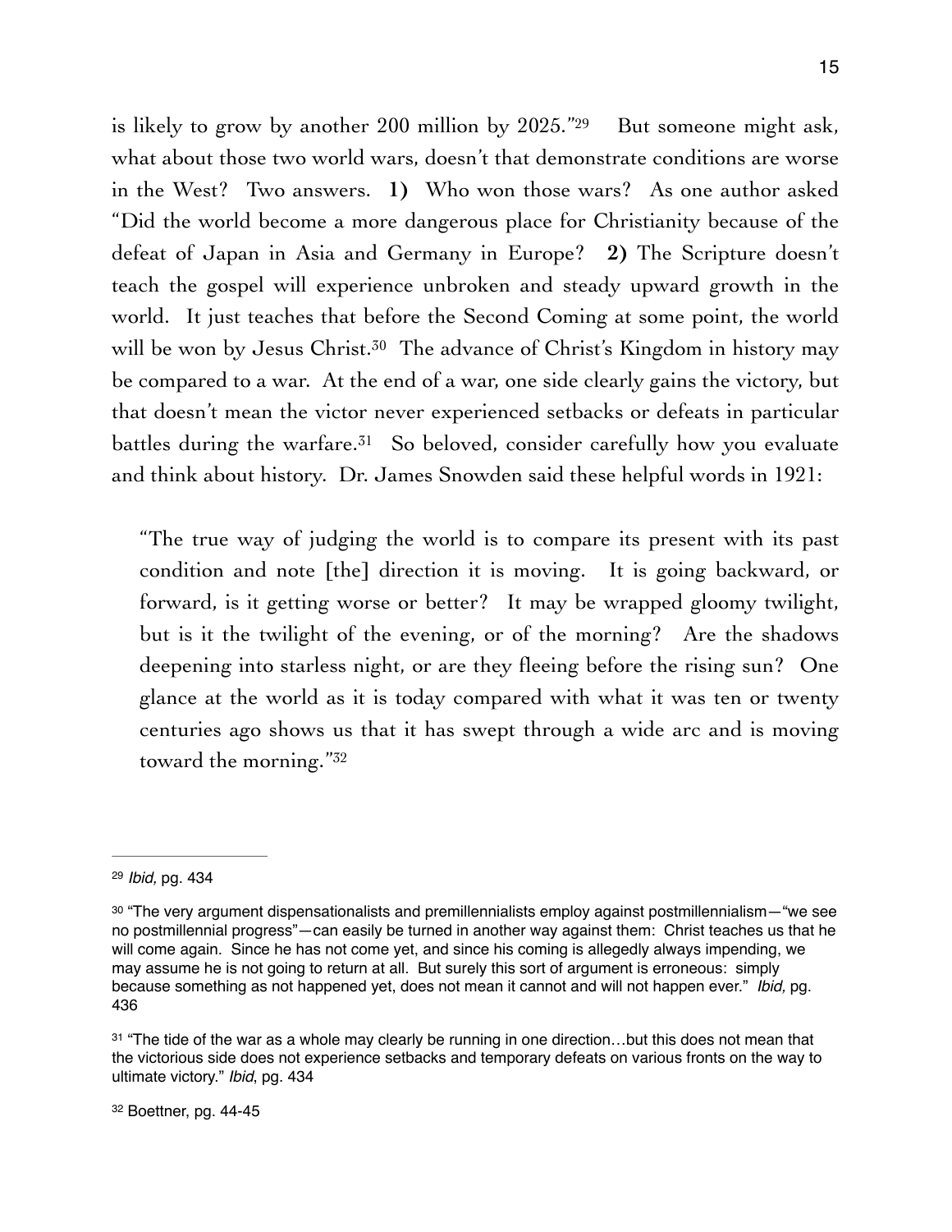is likely to grow by another 200 million by 2025."[29] But someone might ask, what about those two world wars, doesn't that demonstrate conditions are worse in the West? Two answers. **1)** Who won those wars? As one author asked "Did the world become a more dangerous place for Christianity because of the defeat of Japan in Asia and Germany in Europe? **2)** The Scripture doesn't teach the gospel will experience unbroken and steady upward growth in the world. It just teaches that before the Second Coming at some point, the world will be won by Jesus Christ.[30] The advance of Christ's Kingdom in history may be compared to a war. At the end of a war, one side clearly gains the victory, but that doesn't mean the victor never experienced setbacks or defeats in particular battles during the warfare.[31] So beloved, consider carefully how you evaluate and think about history. Dr. James Snowden said these helpful words in 1921:

> "The true way of judging the world is to compare its present with its past condition and note [the] direction it is moving. It is going backward, or forward, is it getting worse or better? It may be wrapped gloomy twilight, but is it the twilight of the evening, or of the morning? Are the shadows deepening into starless night, or are they fleeing before the rising sun? One glance at the world as it is today compared with what it was ten or twenty centuries ago shows us that it has swept through a wide arc and is moving toward the morning."[32]

---

[29] *Ibid,* pg. 434

[30] "The very argument dispensationalists and premillennialists employ against postmillennialism—"we see no postmillennial progress"—can easily be turned in another way against them: Christ teaches us that he will come again. Since he has not come yet, and since his coming is allegedly always impending, we may assume he is not going to return at all. But surely this sort of argument is erroneous: simply because something as not happened yet, does not mean it cannot and will not happen ever." *Ibid,* pg. 436

[31] "The tide of the war as a whole may clearly be running in one direction…but this does not mean that the victorious side does not experience setbacks and temporary defeats on various fronts on the way to ultimate victory." *Ibid*, pg. 434

[32] Boettner, pg. 44-45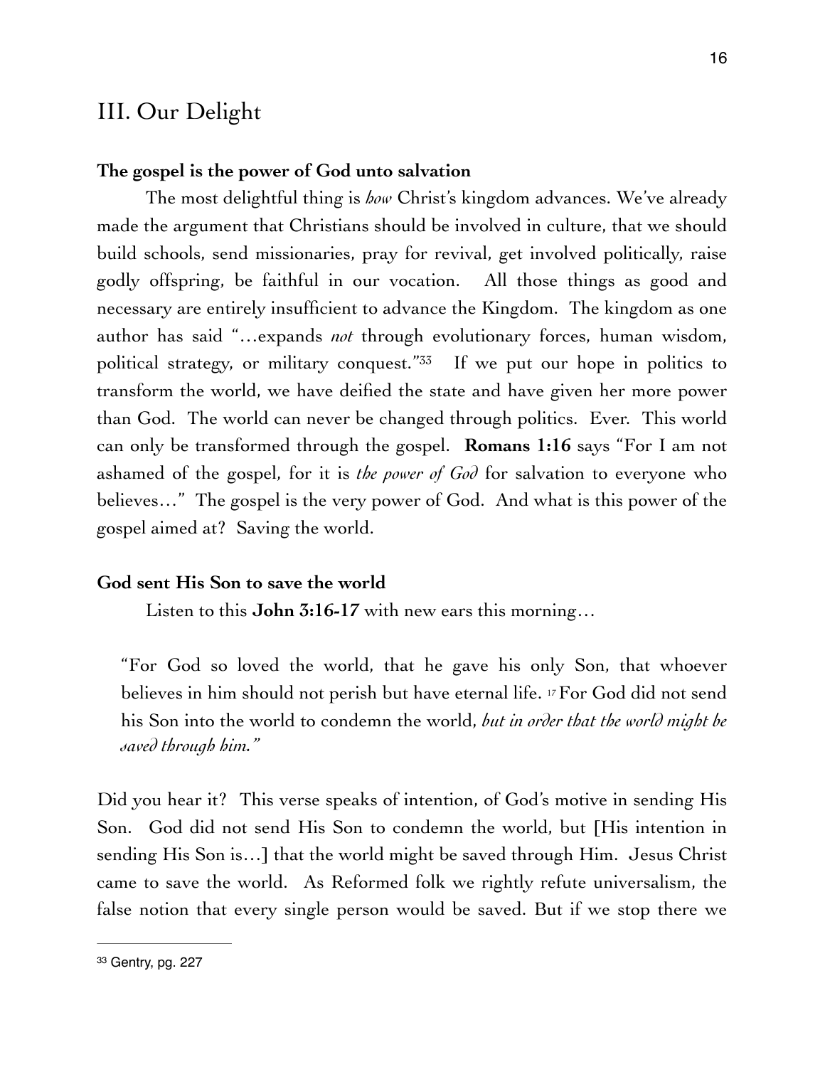## III. Our Delight

**The gospel is the power of God unto salvation**

The most delightful thing is *how* Christ's kingdom advances. We've already made the argument that Christians should be involved in culture, that we should build schools, send missionaries, pray for revival, get involved politically, raise godly offspring, be faithful in our vocation. All those things as good and necessary are entirely insufficient to advance the Kingdom. The kingdom as one author has said "…expands *not* through evolutionary forces, human wisdom, political strategy, or military conquest."[33] If we put our hope in politics to transform the world, we have deified the state and have given her more power than God. The world can never be changed through politics. Ever. This world can only be transformed through the gospel. **Romans 1:16** says "For I am not ashamed of the gospel, for it is *the power of God* for salvation to everyone who believes…" The gospel is the very power of God. And what is this power of the gospel aimed at? Saving the world.

**God sent His Son to save the world**

Listen to this **John 3:16-17** with new ears this morning…

> "For God so loved the world, that he gave his only Son, that whoever believes in him should not perish but have eternal life. [17] For God did not send his Son into the world to condemn the world, *but in order that the world might be saved through him."*

Did you hear it? This verse speaks of intention, of God's motive in sending His Son. God did not send His Son to condemn the world, but [His intention in sending His Son is…] that the world might be saved through Him. Jesus Christ came to save the world. As Reformed folk we rightly refute universalism, the false notion that every single person would be saved. But if we stop there we

---

[33] Gentry, pg. 227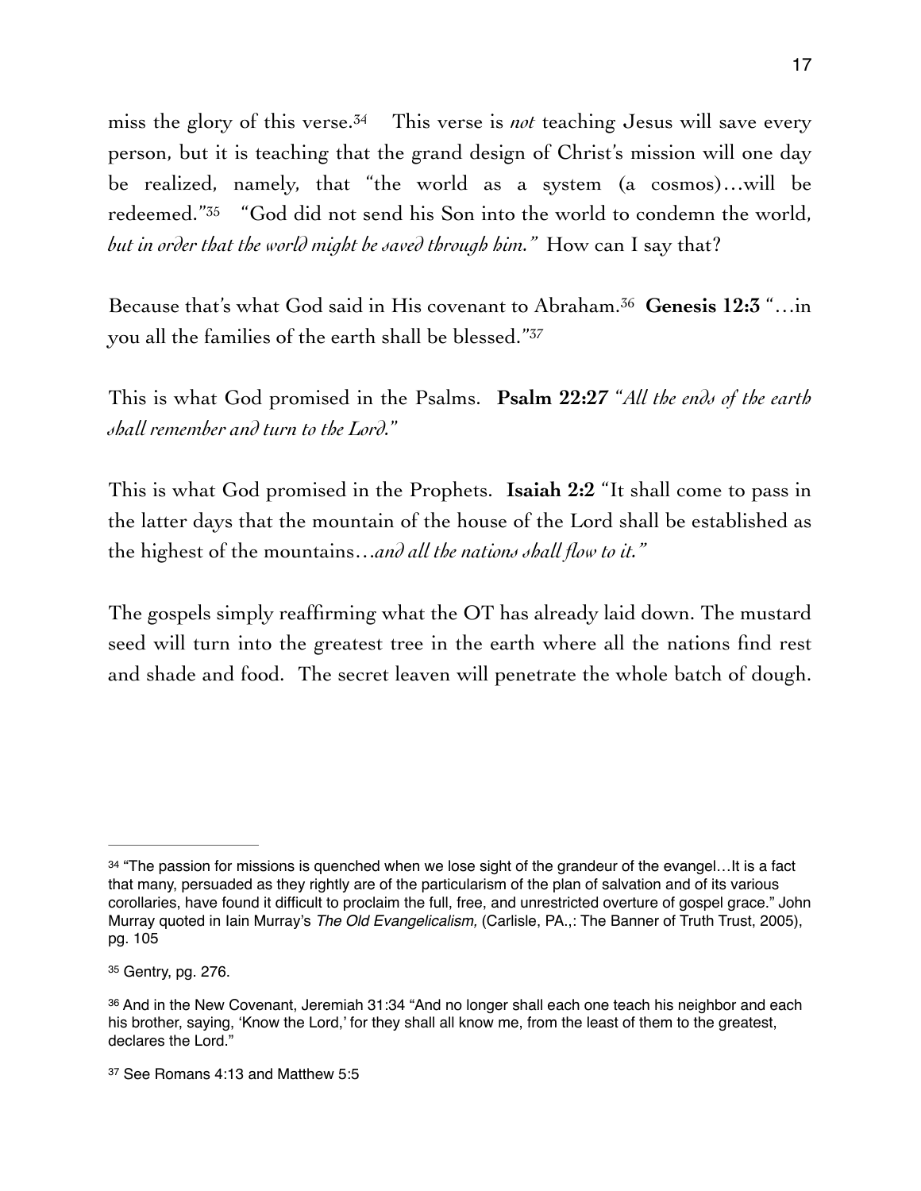miss the glory of this verse.[34] This verse is *not* teaching Jesus will save every person, but it is teaching that the grand design of Christ's mission will one day be realized, namely, that "the world as a system (a cosmos)…will be redeemed."[35] "God did not send his Son into the world to condemn the world, *but in order that the world might be saved through him."* How can I say that?

Because that's what God said in His covenant to Abraham.[36] **Genesis 12:3** "…in you all the families of the earth shall be blessed."[37]

This is what God promised in the Psalms. **Psalm 22:27** *"All the ends of the earth shall remember and turn to the Lord."*

This is what God promised in the Prophets. **Isaiah 2:2** "It shall come to pass in the latter days that the mountain of the house of the Lord shall be established as the highest of the mountains…*and all the nations shall flow to it."*

The gospels simply reaffirming what the OT has already laid down. The mustard seed will turn into the greatest tree in the earth where all the nations find rest and shade and food. The secret leaven will penetrate the whole batch of dough.

---

[34] "The passion for missions is quenched when we lose sight of the grandeur of the evangel…It is a fact that many, persuaded as they rightly are of the particularism of the plan of salvation and of its various corollaries, have found it difficult to proclaim the full, free, and unrestricted overture of gospel grace." John Murray quoted in Iain Murray's *The Old Evangelicalism,* (Carlisle, PA.,: The Banner of Truth Trust, 2005), pg. 105

[35] Gentry, pg. 276.

[36] And in the New Covenant, Jeremiah 31:34 "And no longer shall each one teach his neighbor and each his brother, saying, 'Know the Lord,' for they shall all know me, from the least of them to the greatest, declares the Lord."

[37] See Romans 4:13 and Matthew 5:5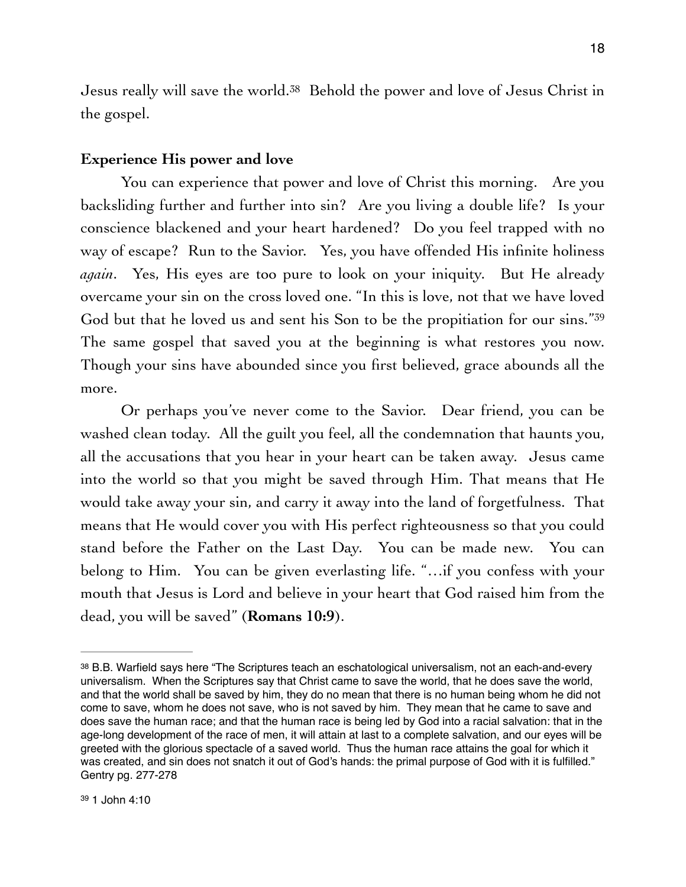Jesus really will save the world.[38] Behold the power and love of Jesus Christ in the gospel.

**Experience His power and love**

You can experience that power and love of Christ this morning. Are you backsliding further and further into sin? Are you living a double life? Is your conscience blackened and your heart hardened? Do you feel trapped with no way of escape? Run to the Savior. Yes, you have offended His infinite holiness *again*. Yes, His eyes are too pure to look on your iniquity. But He already overcame your sin on the cross loved one. "In this is love, not that we have loved God but that he loved us and sent his Son to be the propitiation for our sins."[39] The same gospel that saved you at the beginning is what restores you now. Though your sins have abounded since you first believed, grace abounds all the more.

Or perhaps you've never come to the Savior. Dear friend, you can be washed clean today. All the guilt you feel, all the condemnation that haunts you, all the accusations that you hear in your heart can be taken away. Jesus came into the world so that you might be saved through Him. That means that He would take away your sin, and carry it away into the land of forgetfulness. That means that He would cover you with His perfect righteousness so that you could stand before the Father on the Last Day. You can be made new. You can belong to Him. You can be given everlasting life. "…if you confess with your mouth that Jesus is Lord and believe in your heart that God raised him from the dead, you will be saved" (**Romans 10:9**).

---

[38] B.B. Warfield says here "The Scriptures teach an eschatological universalism, not an each-and-every universalism. When the Scriptures say that Christ came to save the world, that he does save the world, and that the world shall be saved by him, they do no mean that there is no human being whom he did not come to save, whom he does not save, who is not saved by him. They mean that he came to save and does save the human race; and that the human race is being led by God into a racial salvation: that in the age-long development of the race of men, it will attain at last to a complete salvation, and our eyes will be greeted with the glorious spectacle of a saved world. Thus the human race attains the goal for which it was created, and sin does not snatch it out of God's hands: the primal purpose of God with it is fulfilled." Gentry pg. 277-278

[39] 1 John 4:10